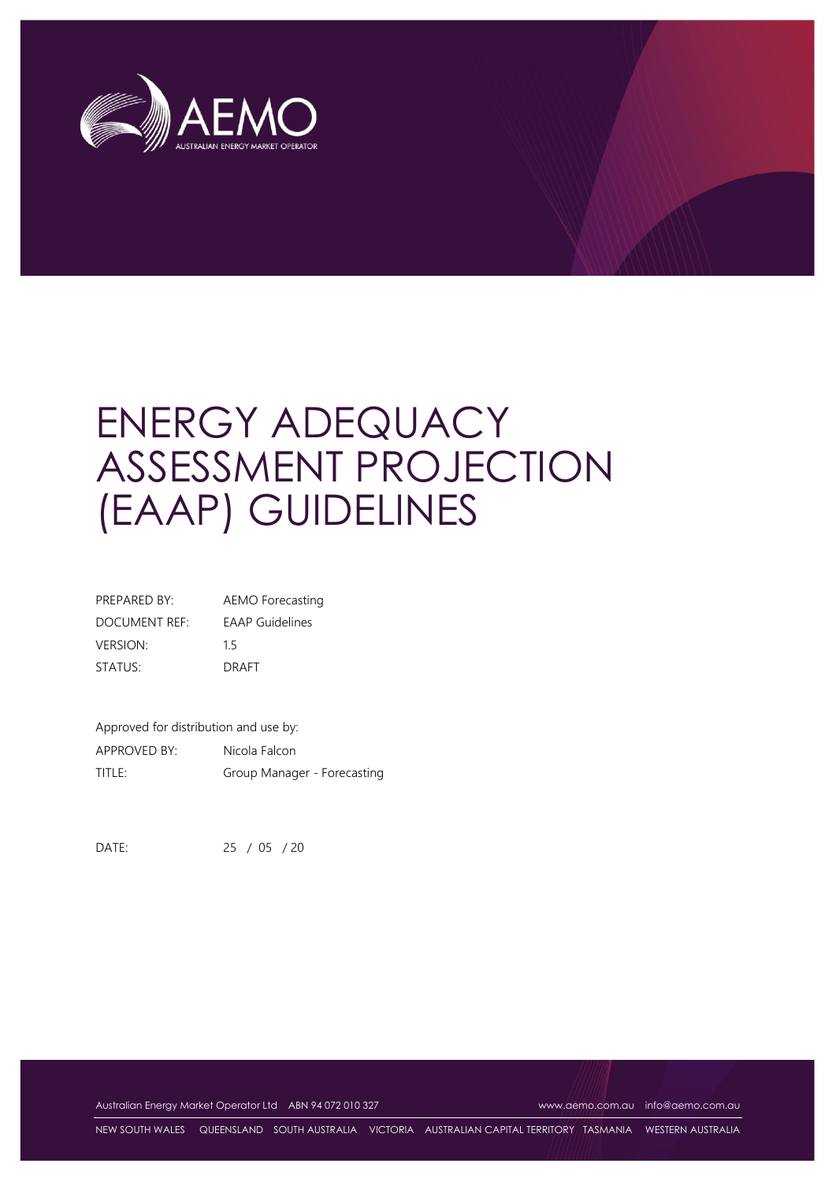# ENERGY ADEQUACY ASSESSMENT PROJECTION (EAAP) GUIDELINES

| | |
|---|---|
| PREPARED BY: | AEMO Forecasting |
| DOCUMENT REF: | EAAP Guidelines |
| VERSION: | 1.5 |
| STATUS: | DRAFT |

Approved for distribution and use by:

| | |
|---|---|
| APPROVED BY: | Nicola Falcon |
| TITLE: | Group Manager - Forecasting |

DATE: 25 / 05 / 20

Australian Energy Market Operator Ltd ABN 94 072 010 327 www.aemo.com.au info@aemo.com.au

NEW SOUTH WALES QUEENSLAND SOUTH AUSTRALIA VICTORIA AUSTRALIAN CAPITAL TERRITORY TASMANIA WESTERN AUSTRALIA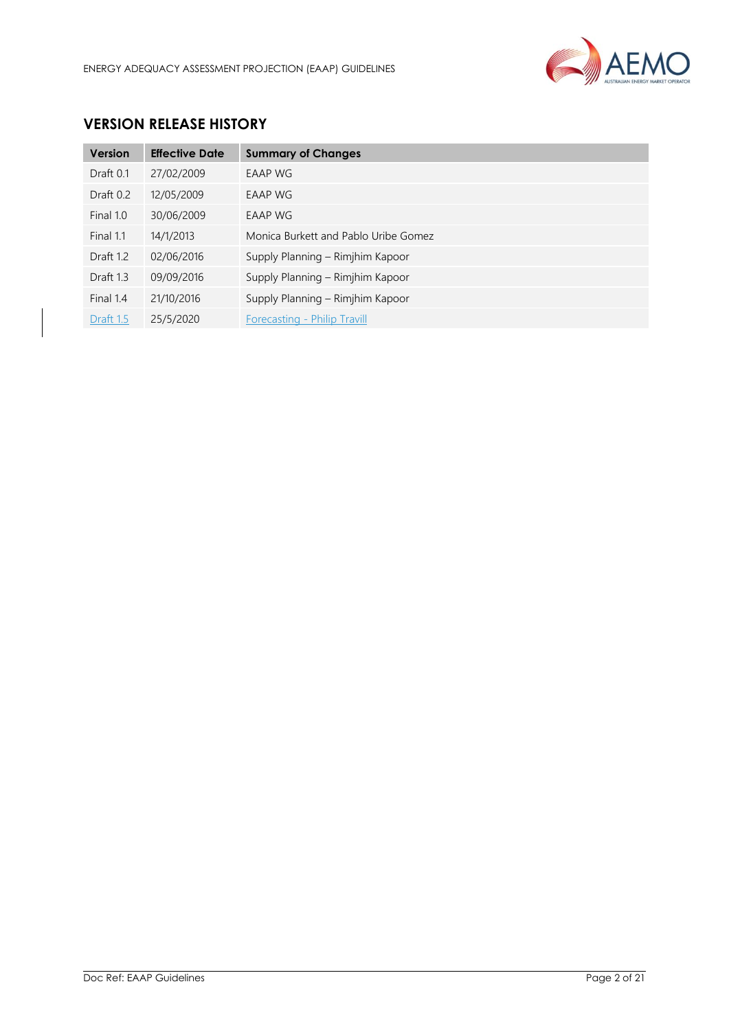## VERSION RELEASE HISTORY

| Version | Effective Date | Summary of Changes |
|---|---|---|
| Draft 0.1 | 27/02/2009 | EAAP WG |
| Draft 0.2 | 12/05/2009 | EAAP WG |
| Final 1.0 | 30/06/2009 | EAAP WG |
| Final 1.1 | 14/1/2013 | Monica Burkett and Pablo Uribe Gomez |
| Draft 1.2 | 02/06/2016 | Supply Planning – Rimjhim Kapoor |
| Draft 1.3 | 09/09/2016 | Supply Planning – Rimjhim Kapoor |
| Final 1.4 | 21/10/2016 | Supply Planning – Rimjhim Kapoor |
| Draft 1.5 | 25/5/2020 | Forecasting - Philip Travill |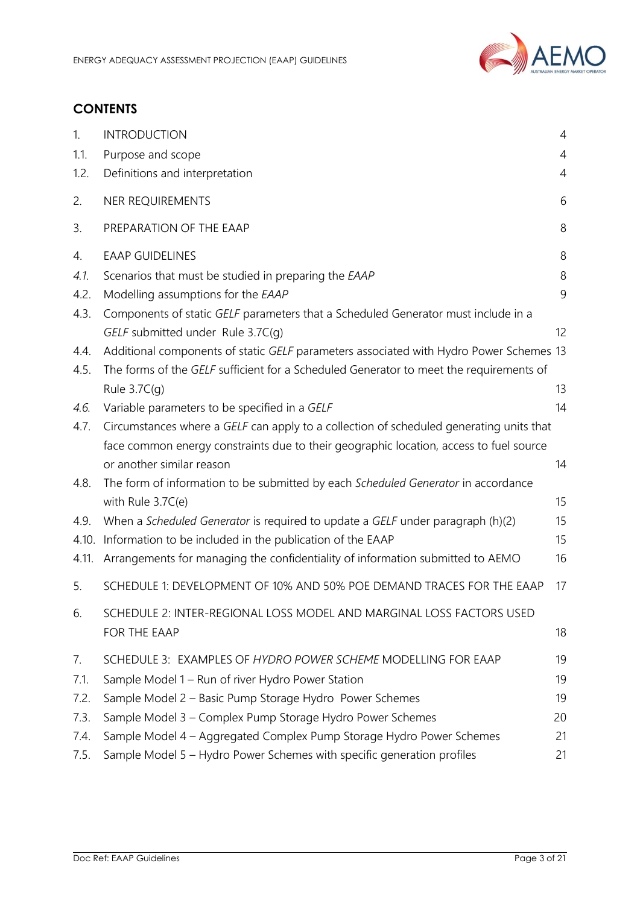## CONTENTS

| | | |
|---|---|---|
| 1. | INTRODUCTION | 4 |
| 1.1. | Purpose and scope | 4 |
| 1.2. | Definitions and interpretation | 4 |
| 2. | NER REQUIREMENTS | 6 |
| 3. | PREPARATION OF THE EAAP | 8 |
| 4. | EAAP GUIDELINES | 8 |
| *4.1.* | Scenarios that must be studied in preparing the *EAAP* | 8 |
| 4.2. | Modelling assumptions for the *EAAP* | 9 |
| 4.3. | Components of static *GELF* parameters that a Scheduled Generator must include in a *GELF* submitted under Rule 3.7C(g) | 12 |
| 4.4. | Additional components of static *GELF* parameters associated with Hydro Power Schemes | 13 |
| 4.5. | The forms of the *GELF* sufficient for a Scheduled Generator to meet the requirements of Rule 3.7C(g) | 13 |
| *4.6.* | Variable parameters to be specified in a *GELF* | 14 |
| 4.7. | Circumstances where a *GELF* can apply to a collection of scheduled generating units that face common energy constraints due to their geographic location, access to fuel source or another similar reason | 14 |
| 4.8. | The form of information to be submitted by each *Scheduled Generator* in accordance with Rule 3.7C(e) | 15 |
| 4.9. | When a *Scheduled Generator* is required to update a *GELF* under paragraph (h)(2) | 15 |
| 4.10. | Information to be included in the publication of the EAAP | 15 |
| 4.11. | Arrangements for managing the confidentiality of information submitted to AEMO | 16 |
| 5. | SCHEDULE 1: DEVELOPMENT OF 10% AND 50% POE DEMAND TRACES FOR THE EAAP | 17 |
| 6. | SCHEDULE 2: INTER-REGIONAL LOSS MODEL AND MARGINAL LOSS FACTORS USED FOR THE EAAP | 18 |
| 7. | SCHEDULE 3: EXAMPLES OF *HYDRO POWER SCHEME* MODELLING FOR EAAP | 19 |
| 7.1. | Sample Model 1 – Run of river Hydro Power Station | 19 |
| 7.2. | Sample Model 2 – Basic Pump Storage Hydro Power Schemes | 19 |
| 7.3. | Sample Model 3 – Complex Pump Storage Hydro Power Schemes | 20 |
| 7.4. | Sample Model 4 – Aggregated Complex Pump Storage Hydro Power Schemes | 21 |
| 7.5. | Sample Model 5 – Hydro Power Schemes with specific generation profiles | 21 |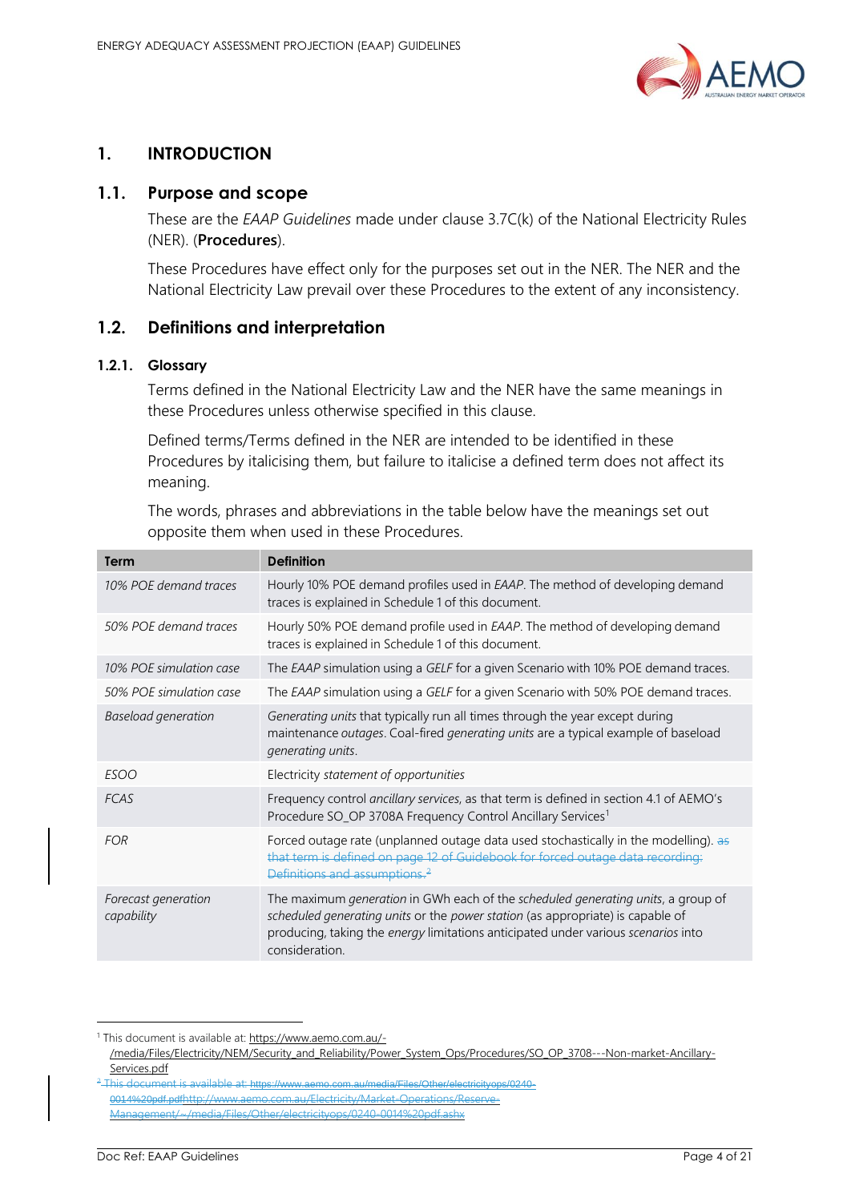## 1. INTRODUCTION

### 1.1. Purpose and scope

These are the *EAAP Guidelines* made under clause 3.7C(k) of the National Electricity Rules (NER). (**Procedures**).

These Procedures have effect only for the purposes set out in the NER. The NER and the National Electricity Law prevail over these Procedures to the extent of any inconsistency.

### 1.2. Definitions and interpretation

#### 1.2.1. Glossary

Terms defined in the National Electricity Law and the NER have the same meanings in these Procedures unless otherwise specified in this clause.

Defined terms/Terms defined in the NER are intended to be identified in these Procedures by italicising them, but failure to italicise a defined term does not affect its meaning.

The words, phrases and abbreviations in the table below have the meanings set out opposite them when used in these Procedures.

| Term | Definition |
|---|---|
| *10% POE demand traces* | Hourly 10% POE demand profiles used in *EAAP*. The method of developing demand traces is explained in Schedule 1 of this document. |
| *50% POE demand traces* | Hourly 50% POE demand profile used in *EAAP*. The method of developing demand traces is explained in Schedule 1 of this document. |
| *10% POE simulation case* | The *EAAP* simulation using a *GELF* for a given Scenario with 10% POE demand traces. |
| *50% POE simulation case* | The *EAAP* simulation using a *GELF* for a given Scenario with 50% POE demand traces. |
| *Baseload generation* | *Generating units* that typically run all times through the year except during maintenance *outages*. Coal-fired *generating units* are a typical example of baseload *generating units*. |
| *ESOO* | Electricity *statement of opportunities* |
| *FCAS* | Frequency control *ancillary services*, as that term is defined in section 4.1 of AEMO's Procedure SO_OP 3708A Frequency Control Ancillary Services[1] |
| *FOR* | Forced outage rate (unplanned outage data used stochastically in the modelling). ~~as that term is defined on page 12 of Guidebook for forced outage data recording: Definitions and assumptions.[2]~~ |
| *Forecast generation capability* | The maximum *generation* in GWh each of the *scheduled generating units*, a group of *scheduled generating units* or the *power station* (as appropriate) is capable of producing, taking the *energy* limitations anticipated under various *scenarios* into consideration. |

[1] This document is available at: https://www.aemo.com.au/-/media/Files/Electricity/NEM/Security_and_Reliability/Power_System_Ops/Procedures/SO_OP_3708---Non-market-Ancillary-Services.pdf

~~[2] This document is available at: https://www.aemo.com.au/media/Files/Other/electricityops/0240-0014%20pdf.pdfhttp://www.aemo.com.au/Electricity/Market-Operations/Reserve-Management/~/media/Files/Other/electricityops/0240-0014%20pdf.ashx~~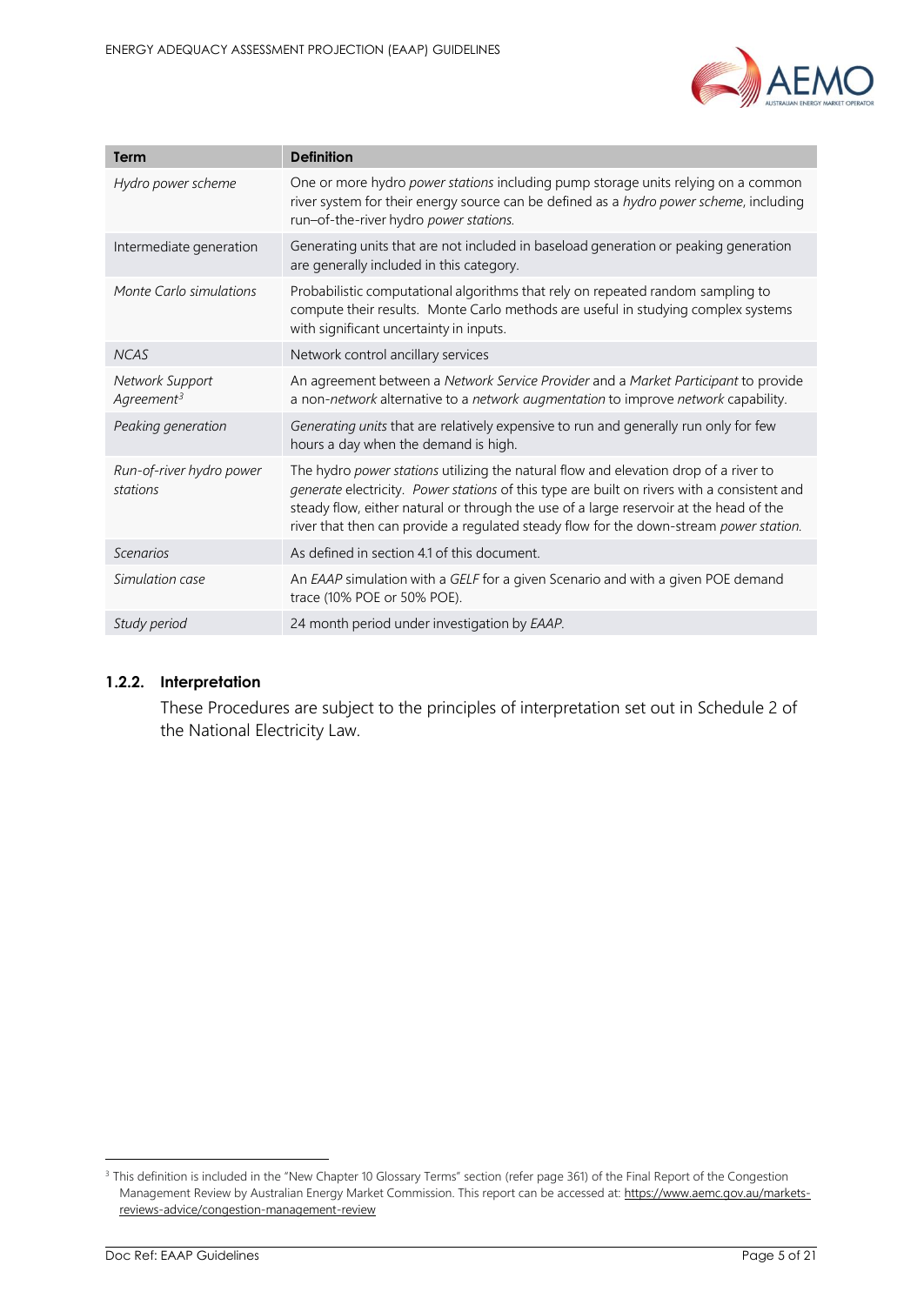| Term | Definition |
|---|---|
| *Hydro power scheme* | One or more hydro *power stations* including pump storage units relying on a common river system for their energy source can be defined as a *hydro power scheme*, including run–of-the-river hydro *power stations*. |
| Intermediate generation | Generating units that are not included in baseload generation or peaking generation are generally included in this category. |
| *Monte Carlo simulations* | Probabilistic computational algorithms that rely on repeated random sampling to compute their results. Monte Carlo methods are useful in studying complex systems with significant uncertainty in inputs. |
| *NCAS* | Network control ancillary services |
| *Network Support Agreement*[3] | An agreement between a *Network Service Provider* and a *Market Participant* to provide a non-*network* alternative to a *network augmentation* to improve *network* capability. |
| *Peaking generation* | *Generating units* that are relatively expensive to run and generally run only for few hours a day when the demand is high. |
| *Run-of-river hydro power stations* | The hydro *power stations* utilizing the natural flow and elevation drop of a river to *generate* electricity. *Power stations* of this type are built on rivers with a consistent and steady flow, either natural or through the use of a large reservoir at the head of the river that then can provide a regulated steady flow for the down-stream *power station.* |
| *Scenarios* | As defined in section 4.1 of this document. |
| *Simulation case* | An *EAAP* simulation with a *GELF* for a given Scenario and with a given POE demand trace (10% POE or 50% POE). |
| *Study period* | 24 month period under investigation by *EAAP.* |

### 1.2.2. Interpretation

These Procedures are subject to the principles of interpretation set out in Schedule 2 of the National Electricity Law.

[3] This definition is included in the "New Chapter 10 Glossary Terms" section (refer page 361) of the Final Report of the Congestion Management Review by Australian Energy Market Commission. This report can be accessed at: https://www.aemc.gov.au/markets-reviews-advice/congestion-management-review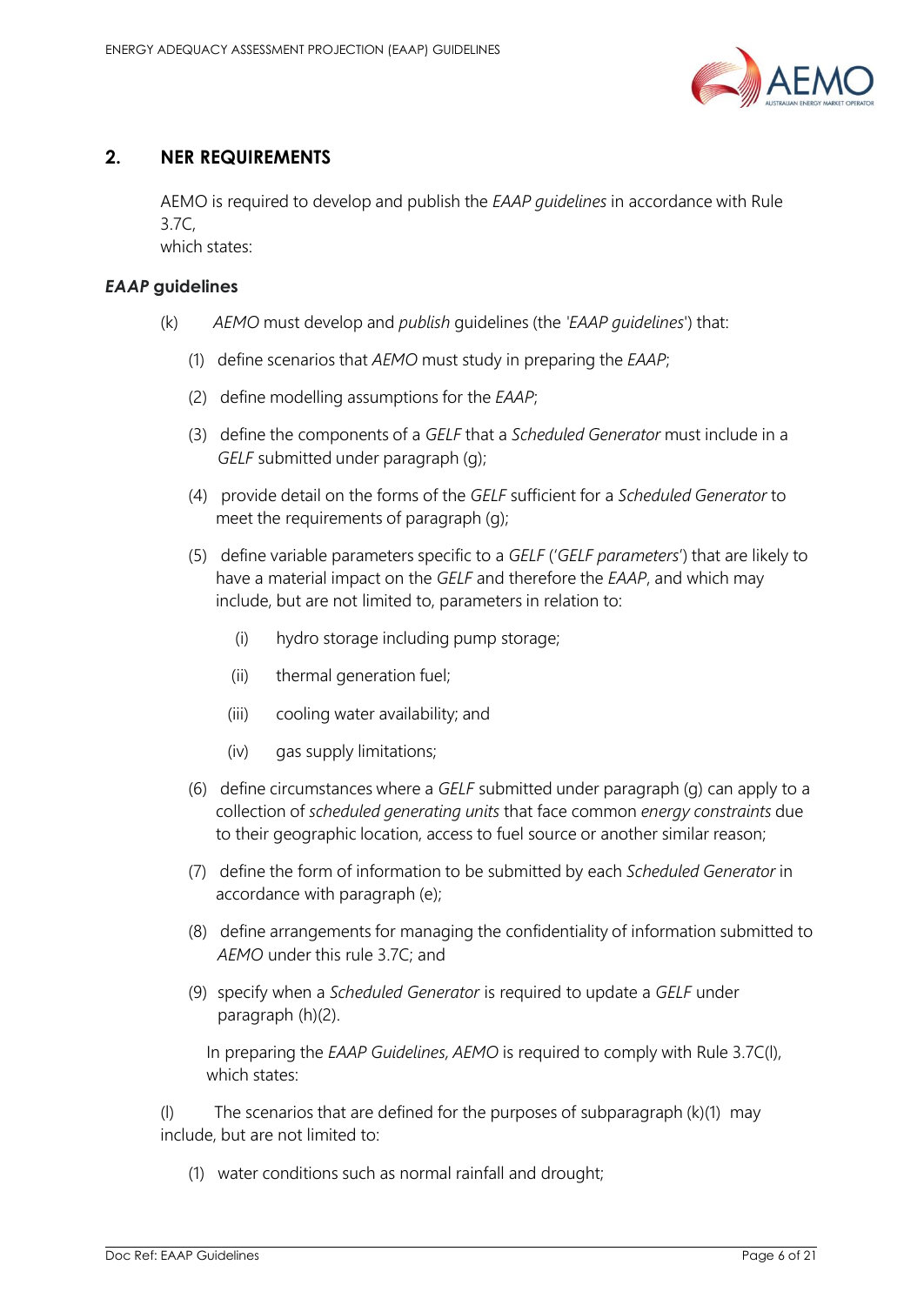## 2. NER REQUIREMENTS

AEMO is required to develop and publish the *EAAP guidelines* in accordance with Rule 3.7C, which states:

### *EAAP* guidelines

(k) *AEMO* must develop and *publish* guidelines (the '*EAAP guidelines*') that:

(1) define scenarios that *AEMO* must study in preparing the *EAAP*;

(2) define modelling assumptions for the *EAAP*;

(3) define the components of a *GELF* that a *Scheduled Generator* must include in a *GELF* submitted under paragraph (g);

(4) provide detail on the forms of the *GELF* sufficient for a *Scheduled Generator* to meet the requirements of paragraph (g);

(5) define variable parameters specific to a *GELF* ('*GELF parameters*') that are likely to have a material impact on the *GELF* and therefore the *EAAP*, and which may include, but are not limited to, parameters in relation to:

(i) hydro storage including pump storage;

(ii) thermal generation fuel;

(iii) cooling water availability; and

(iv) gas supply limitations;

(6) define circumstances where a *GELF* submitted under paragraph (g) can apply to a collection of *scheduled generating units* that face common *energy constraints* due to their geographic location, access to fuel source or another similar reason;

(7) define the form of information to be submitted by each *Scheduled Generator* in accordance with paragraph (e);

(8) define arrangements for managing the confidentiality of information submitted to *AEMO* under this rule 3.7C; and

(9) specify when a *Scheduled Generator* is required to update a *GELF* under paragraph (h)(2).

In preparing the *EAAP Guidelines*, *AEMO* is required to comply with Rule 3.7C(l), which states:

(l) The scenarios that are defined for the purposes of subparagraph (k)(1) may include, but are not limited to:

(1) water conditions such as normal rainfall and drought;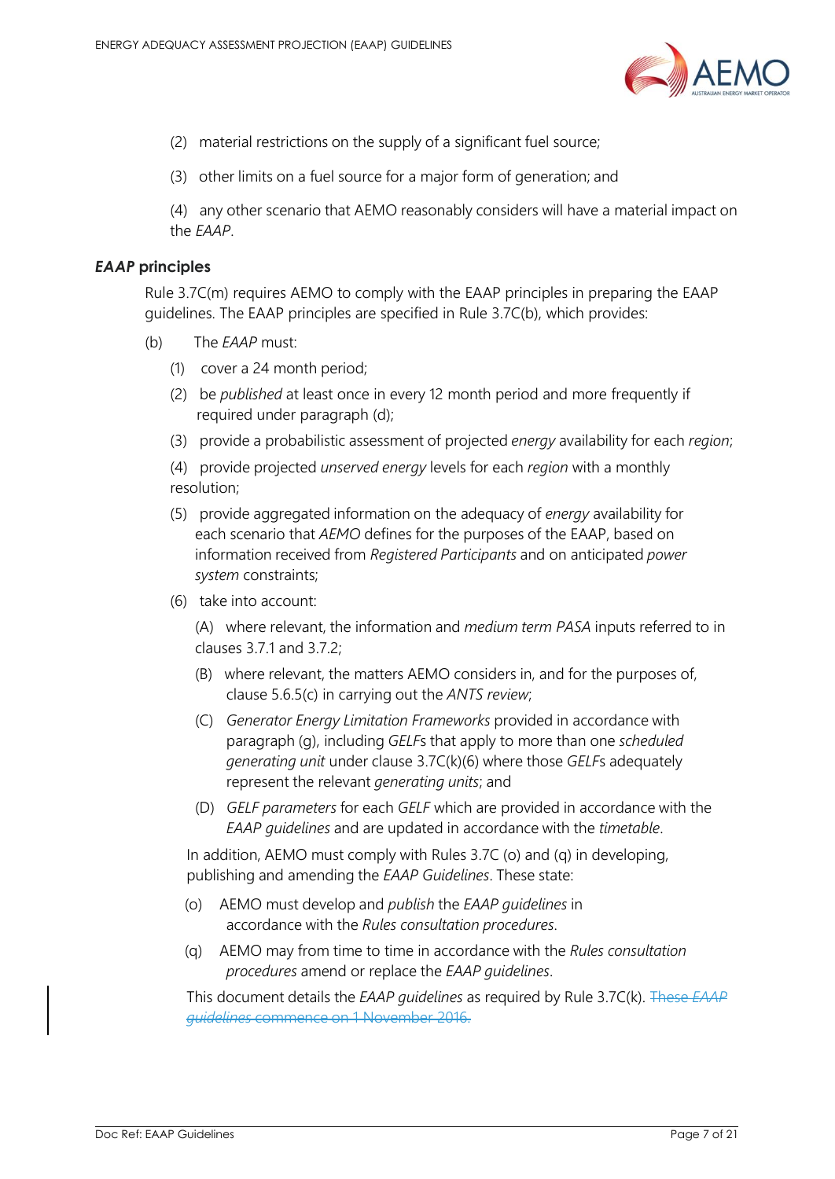(2) material restrictions on the supply of a significant fuel source;

(3) other limits on a fuel source for a major form of generation; and

(4) any other scenario that AEMO reasonably considers will have a material impact on the *EAAP*.

### *EAAP* principles

Rule 3.7C(m) requires AEMO to comply with the EAAP principles in preparing the EAAP guidelines. The EAAP principles are specified in Rule 3.7C(b), which provides:

(b) The *EAAP* must:

(1) cover a 24 month period;

(2) be *published* at least once in every 12 month period and more frequently if required under paragraph (d);

(3) provide a probabilistic assessment of projected *energy* availability for each *region*;

(4) provide projected *unserved energy* levels for each *region* with a monthly resolution;

(5) provide aggregated information on the adequacy of *energy* availability for each scenario that *AEMO* defines for the purposes of the EAAP, based on information received from *Registered Participants* and on anticipated *power system* constraints;

(6) take into account:

(A) where relevant, the information and *medium term PASA* inputs referred to in clauses 3.7.1 and 3.7.2;

(B) where relevant, the matters AEMO considers in, and for the purposes of, clause 5.6.5(c) in carrying out the *ANTS review*;

(C) *Generator Energy Limitation Frameworks* provided in accordance with paragraph (g), including *GELF*s that apply to more than one *scheduled generating unit* under clause 3.7C(k)(6) where those *GELF*s adequately represent the relevant *generating units*; and

(D) *GELF parameters* for each *GELF* which are provided in accordance with the *EAAP guidelines* and are updated in accordance with the *timetable*.

In addition, AEMO must comply with Rules 3.7C (o) and (q) in developing, publishing and amending the *EAAP Guidelines*. These state:

(o) AEMO must develop and *publish* the *EAAP guidelines* in accordance with the *Rules consultation procedures*.

(q) AEMO may from time to time in accordance with the *Rules consultation procedures* amend or replace the *EAAP guidelines*.

This document details the *EAAP guidelines* as required by Rule 3.7C(k). ~~These *EAAP guidelines* commence on 1 November 2016.~~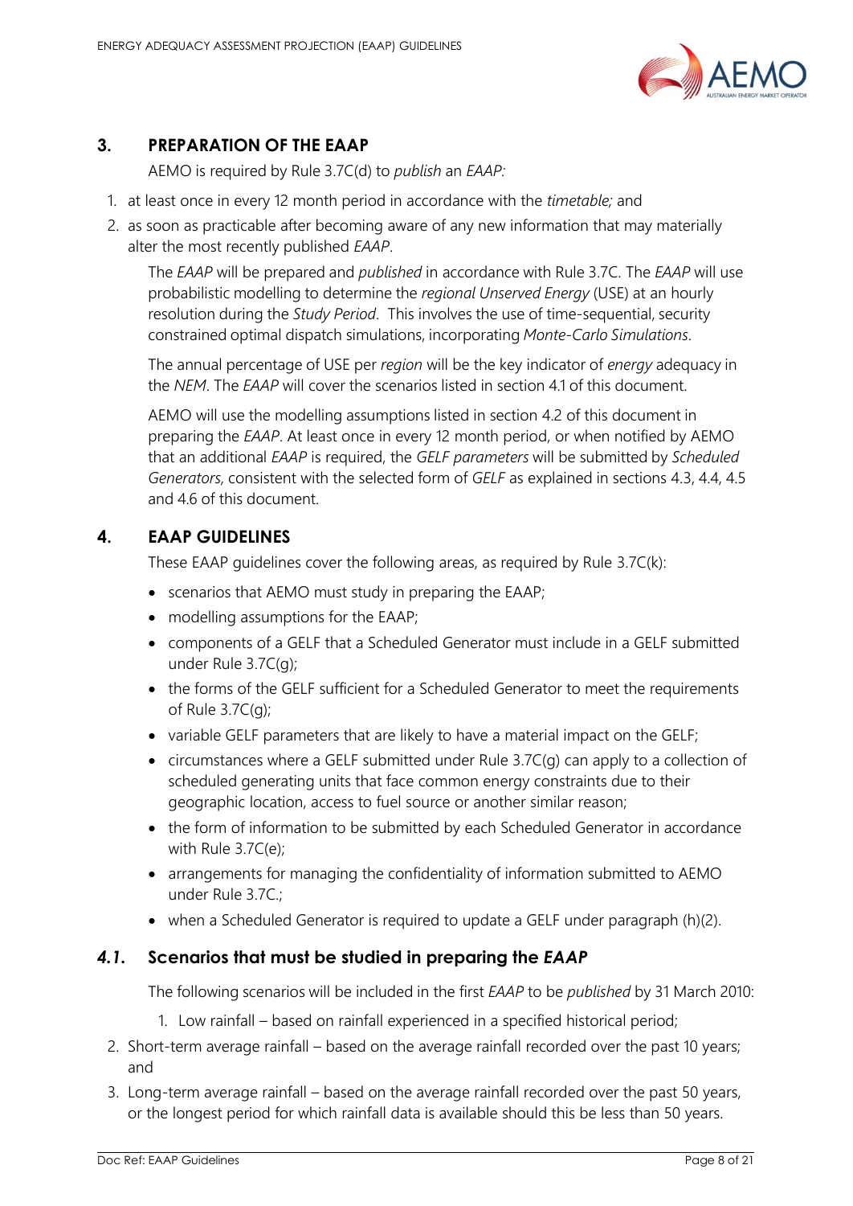## 3. PREPARATION OF THE EAAP

AEMO is required by Rule 3.7C(d) to *publish* an *EAAP:*

1. at least once in every 12 month period in accordance with the *timetable;* and
2. as soon as practicable after becoming aware of any new information that may materially alter the most recently published *EAAP*.

The *EAAP* will be prepared and *published* in accordance with Rule 3.7C. The *EAAP* will use probabilistic modelling to determine the *regional Unserved Energy* (USE) at an hourly resolution during the *Study Period*. This involves the use of time-sequential, security constrained optimal dispatch simulations, incorporating *Monte-Carlo Simulations*.

The annual percentage of USE per *region* will be the key indicator of *energy* adequacy in the *NEM*. The *EAAP* will cover the scenarios listed in section 4.1 of this document.

AEMO will use the modelling assumptions listed in section 4.2 of this document in preparing the *EAAP*. At least once in every 12 month period, or when notified by AEMO that an additional *EAAP* is required, the *GELF parameters* will be submitted by *Scheduled Generators*, consistent with the selected form of *GELF* as explained in sections 4.3, 4.4, 4.5 and 4.6 of this document.

## 4. EAAP GUIDELINES

These EAAP guidelines cover the following areas, as required by Rule 3.7C(k):

- scenarios that AEMO must study in preparing the EAAP;
- modelling assumptions for the EAAP;
- components of a GELF that a Scheduled Generator must include in a GELF submitted under Rule 3.7C(g);
- the forms of the GELF sufficient for a Scheduled Generator to meet the requirements of Rule 3.7C(g);
- variable GELF parameters that are likely to have a material impact on the GELF;
- circumstances where a GELF submitted under Rule 3.7C(g) can apply to a collection of scheduled generating units that face common energy constraints due to their geographic location, access to fuel source or another similar reason;
- the form of information to be submitted by each Scheduled Generator in accordance with Rule 3.7C(e);
- arrangements for managing the confidentiality of information submitted to AEMO under Rule 3.7C.;
- when a Scheduled Generator is required to update a GELF under paragraph (h)(2).

### *4.1.* Scenarios that must be studied in preparing the *EAAP*

The following scenarios will be included in the first *EAAP* to be *published* by 31 March 2010:

1. Low rainfall – based on rainfall experienced in a specified historical period;
2. Short-term average rainfall – based on the average rainfall recorded over the past 10 years; and
3. Long-term average rainfall – based on the average rainfall recorded over the past 50 years, or the longest period for which rainfall data is available should this be less than 50 years.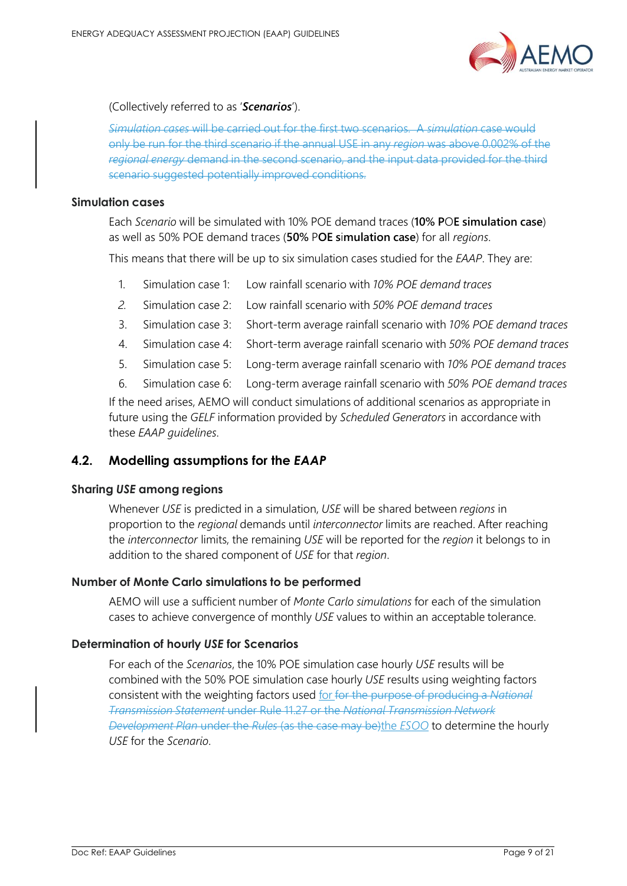(Collectively referred to as '***Scenarios***').

~~*Simulation cases* will be carried out for the first two scenarios. A *simulation* case would only be run for the third scenario if the annual USE in any *region* was above 0.002% of the *regional energy* demand in the second scenario, and the input data provided for the third scenario suggested potentially improved conditions.~~

### Simulation cases

Each *Scenario* will be simulated with 10% POE demand traces (**10% POE simulation case**) as well as 50% POE demand traces (**50% POE simulation case**) for all *regions*.

This means that there will be up to six simulation cases studied for the *EAAP*. They are:

1. Simulation case 1: Low rainfall scenario with *10% POE demand traces*
2. Simulation case 2: Low rainfall scenario with *50% POE demand traces*
3. Simulation case 3: Short-term average rainfall scenario with *10% POE demand traces*
4. Simulation case 4: Short-term average rainfall scenario with *50% POE demand traces*
5. Simulation case 5: Long-term average rainfall scenario with *10% POE demand traces*
6. Simulation case 6: Long-term average rainfall scenario with *50% POE demand traces*

If the need arises, AEMO will conduct simulations of additional scenarios as appropriate in future using the *GELF* information provided by *Scheduled Generators* in accordance with these *EAAP guidelines*.

## 4.2. Modelling assumptions for the *EAAP*

### Sharing *USE* among regions

Whenever *USE* is predicted in a simulation, *USE* will be shared between *regions* in proportion to the *regional* demands until *interconnector* limits are reached. After reaching the *interconnector* limits, the remaining *USE* will be reported for the *region* it belongs to in addition to the shared component of *USE* for that *region*.

### Number of Monte Carlo simulations to be performed

AEMO will use a sufficient number of *Monte Carlo simulations* for each of the simulation cases to achieve convergence of monthly *USE* values to within an acceptable tolerance.

### Determination of hourly *USE* for Scenarios

For each of the *Scenarios*, the 10% POE simulation case hourly *USE* results will be combined with the 50% POE simulation case hourly *USE* results using weighting factors consistent with the weighting factors used for ~~for the purpose of producing a *National Transmission Statement* under Rule 11.27 or the *National Transmission Network Development Plan* under the *Rules* (as the case may be)~~the *ESOO* to determine the hourly *USE* for the *Scenario*.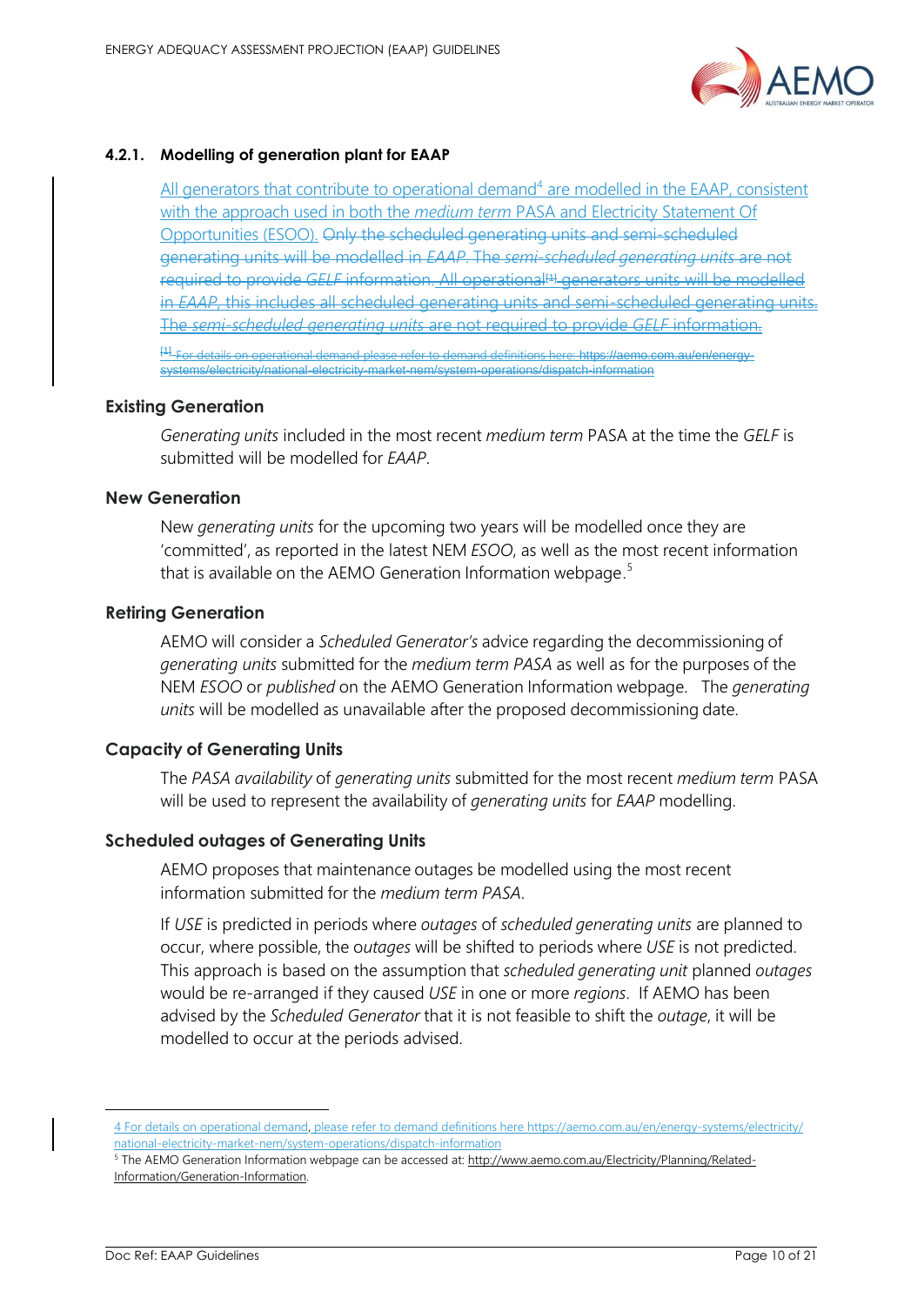### 4.2.1. Modelling of generation plant for EAAP

All generators that contribute to operational demand[4] are modelled in the EAAP, consistent with the approach used in both the *medium term* PASA and Electricity Statement Of Opportunities (ESOO). ~~Only the scheduled generating units and semi-scheduled generating units will be modelled in *EAAP*. The *semi-scheduled generating units* are not required to provide *GELF* information. All operational[1] generators units will be modelled in *EAAP*, this includes all scheduled generating units and semi-scheduled generating units. The *semi-scheduled generating units* are not required to provide *GELF* information.~~

~~[1] For details on operational demand please refer to demand definitions here: https://aemo.com.au/en/energy-systems/electricity/national-electricity-market-nem/system-operations/dispatch-information~~

#### Existing Generation

*Generating units* included in the most recent *medium term* PASA at the time the *GELF* is submitted will be modelled for *EAAP*.

#### New Generation

New *generating units* for the upcoming two years will be modelled once they are 'committed', as reported in the latest NEM *ESOO*, as well as the most recent information that is available on the AEMO Generation Information webpage.[5]

#### Retiring Generation

AEMO will consider a *Scheduled Generator's* advice regarding the decommissioning of *generating units* submitted for the *medium term PASA* as well as for the purposes of the NEM *ESOO* or *published* on the AEMO Generation Information webpage. The *generating units* will be modelled as unavailable after the proposed decommissioning date.

#### Capacity of Generating Units

The *PASA availability* of *generating units* submitted for the most recent *medium term* PASA will be used to represent the availability of *generating units* for *EAAP* modelling.

#### Scheduled outages of Generating Units

AEMO proposes that maintenance outages be modelled using the most recent information submitted for the *medium term PASA*.

If *USE* is predicted in periods where *outages* of *scheduled generating units* are planned to occur, where possible, the *outages* will be shifted to periods where *USE* is not predicted. This approach is based on the assumption that *scheduled generating unit* planned *outages* would be re-arranged if they caused *USE* in one or more *regions*. If AEMO has been advised by the *Scheduled Generator* that it is not feasible to shift the *outage*, it will be modelled to occur at the periods advised.

---

[4] For details on operational demand, please refer to demand definitions here https://aemo.com.au/en/energy-systems/electricity/national-electricity-market-nem/system-operations/dispatch-information

[5] The AEMO Generation Information webpage can be accessed at: http://www.aemo.com.au/Electricity/Planning/Related-Information/Generation-Information.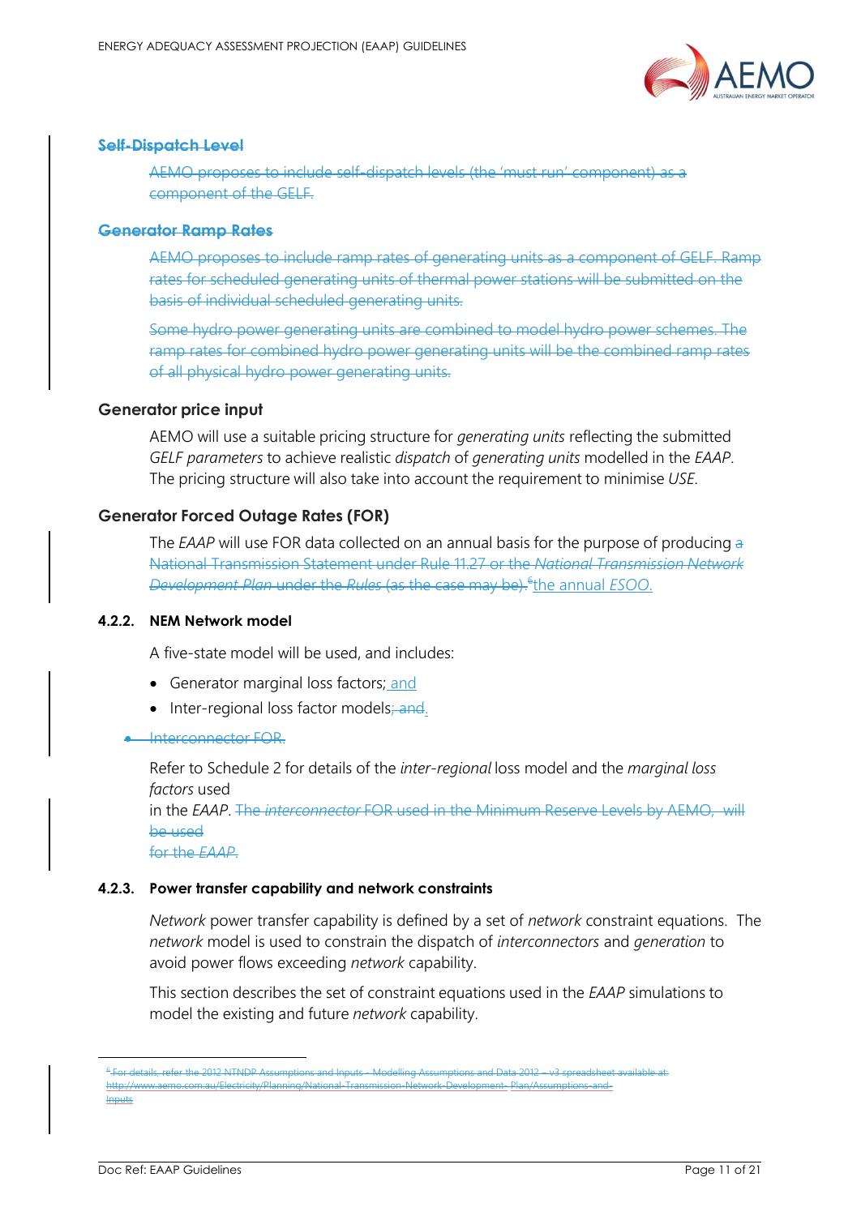#### ~~Self-Dispatch Level~~

~~AEMO proposes to include self-dispatch levels (the 'must run' component) as a component of the GELF.~~

#### ~~Generator Ramp Rates~~

~~AEMO proposes to include ramp rates of generating units as a component of GELF. Ramp rates for scheduled generating units of thermal power stations will be submitted on the basis of individual scheduled generating units.~~

~~Some hydro power generating units are combined to model hydro power schemes. The ramp rates for combined hydro power generating units will be the combined ramp rates of all physical hydro power generating units.~~

#### Generator price input

AEMO will use a suitable pricing structure for *generating units* reflecting the submitted *GELF parameters* to achieve realistic *dispatch* of *generating units* modelled in the *EAAP*. The pricing structure will also take into account the requirement to minimise *USE*.

#### Generator Forced Outage Rates (FOR)

The *EAAP* will use FOR data collected on an annual basis for the purpose of producing ~~a National Transmission Statement under Rule 11.27 or the *National Transmission Network Development Plan* under the *Rules* (as the case may be).~~[6] the annual *ESOO.*

### 4.2.2. NEM Network model

A five-state model will be used, and includes:

- Generator marginal loss factors; and
- Inter-regional loss factor models~~; and~~.
- ~~Interconnector FOR.~~

Refer to Schedule 2 for details of the *inter-regional* loss model and the *marginal loss factors* used in the *EAAP*. ~~The *interconnector* FOR used in the Minimum Reserve Levels by AEMO, will be used for the *EAAP*.~~

### 4.2.3. Power transfer capability and network constraints

*Network* power transfer capability is defined by a set of *network* constraint equations. The *network* model is used to constrain the dispatch of *interconnectors* and *generation* to avoid power flows exceeding *network* capability.

This section describes the set of constraint equations used in the *EAAP* simulations to model the existing and future *network* capability.

---

~~[6] For details, refer the 2012 NTNDP Assumptions and Inputs - Modelling Assumptions and Data 2012 – v3 spreadsheet available at: http://www.aemo.com.au/Electricity/Planning/National-Transmission-Network-Development- Plan/Assumptions-and-Inputs~~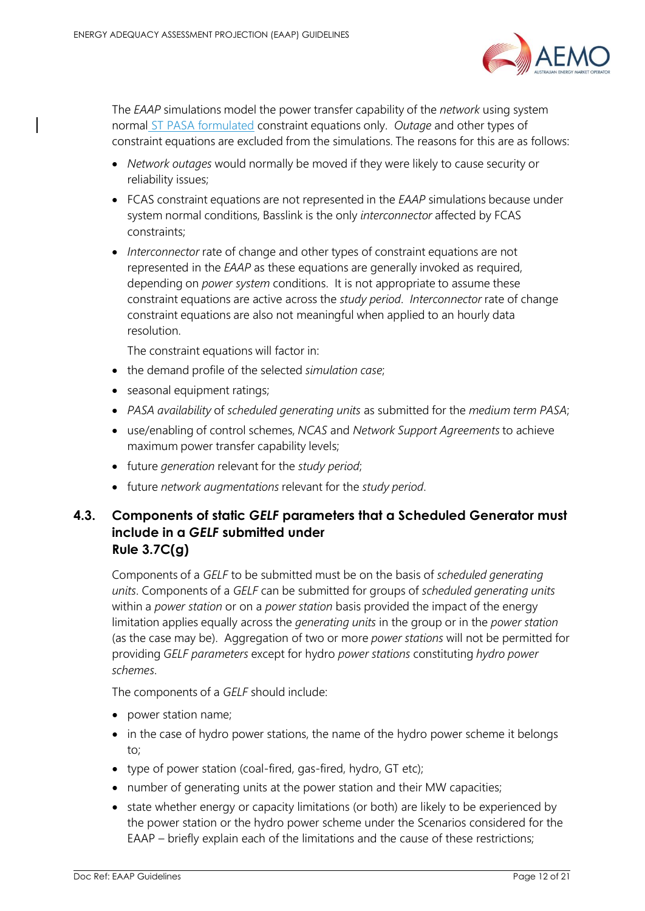The *EAAP* simulations model the power transfer capability of the *network* using system normal ST PASA formulated constraint equations only. *Outage* and other types of constraint equations are excluded from the simulations. The reasons for this are as follows:

- *Network outages* would normally be moved if they were likely to cause security or reliability issues;
- FCAS constraint equations are not represented in the *EAAP* simulations because under system normal conditions, Basslink is the only *interconnector* affected by FCAS constraints;
- *Interconnector* rate of change and other types of constraint equations are not represented in the *EAAP* as these equations are generally invoked as required, depending on *power system* conditions. It is not appropriate to assume these constraint equations are active across the *study period*. *Interconnector* rate of change constraint equations are also not meaningful when applied to an hourly data resolution.

  The constraint equations will factor in:

- the demand profile of the selected *simulation case*;
- seasonal equipment ratings;
- *PASA availability* of *scheduled generating units* as submitted for the *medium term PASA*;
- use/enabling of control schemes, *NCAS* and *Network Support Agreements* to achieve maximum power transfer capability levels;
- future *generation* relevant for the *study period*;
- future *network augmentations* relevant for the *study period*.

## 4.3. Components of static *GELF* parameters that a Scheduled Generator must include in a *GELF* submitted under Rule 3.7C(g)

Components of a *GELF* to be submitted must be on the basis of *scheduled generating units*. Components of a *GELF* can be submitted for groups of *scheduled generating units* within a *power station* or on a *power station* basis provided the impact of the energy limitation applies equally across the *generating units* in the group or in the *power station* (as the case may be). Aggregation of two or more *power stations* will not be permitted for providing *GELF parameters* except for hydro *power stations* constituting *hydro power schemes*.

The components of a *GELF* should include:

- power station name;
- in the case of hydro power stations, the name of the hydro power scheme it belongs to;
- type of power station (coal-fired, gas-fired, hydro, GT etc);
- number of generating units at the power station and their MW capacities;
- state whether energy or capacity limitations (or both) are likely to be experienced by the power station or the hydro power scheme under the Scenarios considered for the EAAP – briefly explain each of the limitations and the cause of these restrictions;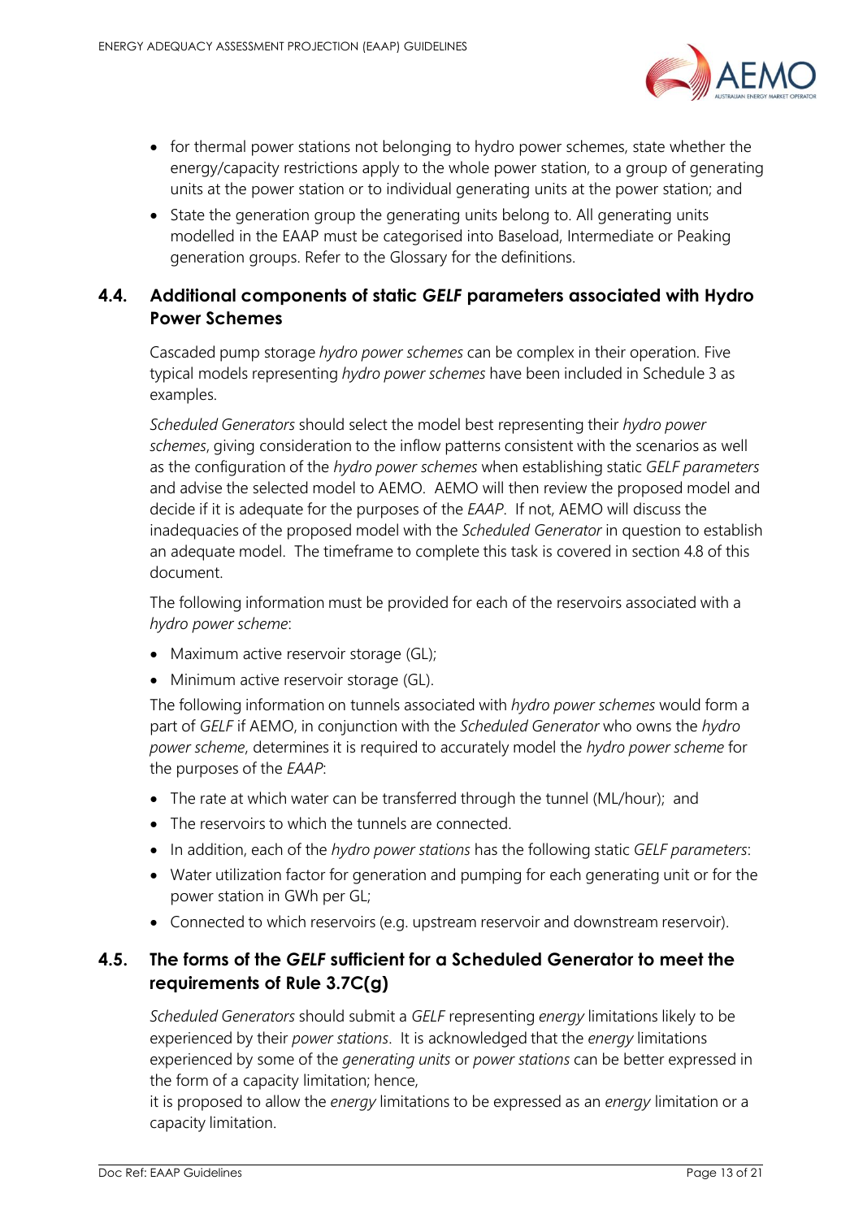- for thermal power stations not belonging to hydro power schemes, state whether the energy/capacity restrictions apply to the whole power station, to a group of generating units at the power station or to individual generating units at the power station; and
- State the generation group the generating units belong to. All generating units modelled in the EAAP must be categorised into Baseload, Intermediate or Peaking generation groups. Refer to the Glossary for the definitions.

## 4.4. Additional components of static *GELF* parameters associated with Hydro Power Schemes

Cascaded pump storage *hydro power schemes* can be complex in their operation. Five typical models representing *hydro power schemes* have been included in Schedule 3 as examples.

*Scheduled Generators* should select the model best representing their *hydro power schemes*, giving consideration to the inflow patterns consistent with the scenarios as well as the configuration of the *hydro power schemes* when establishing static *GELF parameters* and advise the selected model to AEMO. AEMO will then review the proposed model and decide if it is adequate for the purposes of the *EAAP*. If not, AEMO will discuss the inadequacies of the proposed model with the *Scheduled Generator* in question to establish an adequate model. The timeframe to complete this task is covered in section 4.8 of this document.

The following information must be provided for each of the reservoirs associated with a *hydro power scheme*:

- Maximum active reservoir storage (GL);
- Minimum active reservoir storage (GL).

The following information on tunnels associated with *hydro power schemes* would form a part of *GELF* if AEMO, in conjunction with the *Scheduled Generator* who owns the *hydro power scheme*, determines it is required to accurately model the *hydro power scheme* for the purposes of the *EAAP*:

- The rate at which water can be transferred through the tunnel (ML/hour); and
- The reservoirs to which the tunnels are connected.
- In addition, each of the *hydro power stations* has the following static *GELF parameters*:
- Water utilization factor for generation and pumping for each generating unit or for the power station in GWh per GL;
- Connected to which reservoirs (e.g. upstream reservoir and downstream reservoir).

## 4.5. The forms of the *GELF* sufficient for a Scheduled Generator to meet the requirements of Rule 3.7C(g)

*Scheduled Generators* should submit a *GELF* representing *energy* limitations likely to be experienced by their *power stations*. It is acknowledged that the *energy* limitations experienced by some of the *generating units* or *power stations* can be better expressed in the form of a capacity limitation; hence,

it is proposed to allow the *energy* limitations to be expressed as an *energy* limitation or a capacity limitation.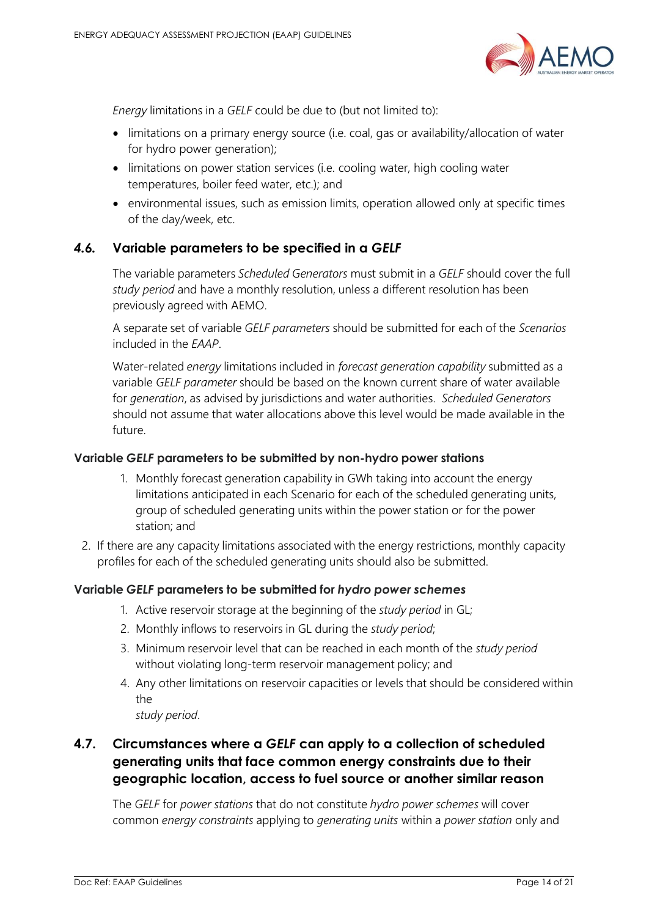*Energy* limitations in a *GELF* could be due to (but not limited to):

- limitations on a primary energy source (i.e. coal, gas or availability/allocation of water for hydro power generation);
- limitations on power station services (i.e. cooling water, high cooling water temperatures, boiler feed water, etc.); and
- environmental issues, such as emission limits, operation allowed only at specific times of the day/week, etc.

## 4.6. Variable parameters to be specified in a *GELF*

The variable parameters *Scheduled Generators* must submit in a *GELF* should cover the full *study period* and have a monthly resolution, unless a different resolution has been previously agreed with AEMO.

A separate set of variable *GELF parameters* should be submitted for each of the *Scenarios* included in the *EAAP*.

Water-related *energy* limitations included in *forecast generation capability* submitted as a variable *GELF parameter* should be based on the known current share of water available for *generation*, as advised by jurisdictions and water authorities. *Scheduled Generators* should not assume that water allocations above this level would be made available in the future.

### Variable *GELF* parameters to be submitted by non-hydro power stations

1. Monthly forecast generation capability in GWh taking into account the energy limitations anticipated in each Scenario for each of the scheduled generating units, group of scheduled generating units within the power station or for the power station; and
2. If there are any capacity limitations associated with the energy restrictions, monthly capacity profiles for each of the scheduled generating units should also be submitted.

### Variable *GELF* parameters to be submitted for *hydro power schemes*

1. Active reservoir storage at the beginning of the *study period* in GL;
2. Monthly inflows to reservoirs in GL during the *study period*;
3. Minimum reservoir level that can be reached in each month of the *study period* without violating long-term reservoir management policy; and
4. Any other limitations on reservoir capacities or levels that should be considered within the *study period*.

## 4.7. Circumstances where a *GELF* can apply to a collection of scheduled generating units that face common energy constraints due to their geographic location, access to fuel source or another similar reason

The *GELF* for *power stations* that do not constitute *hydro power schemes* will cover common *energy constraints* applying to *generating units* within a *power station* only and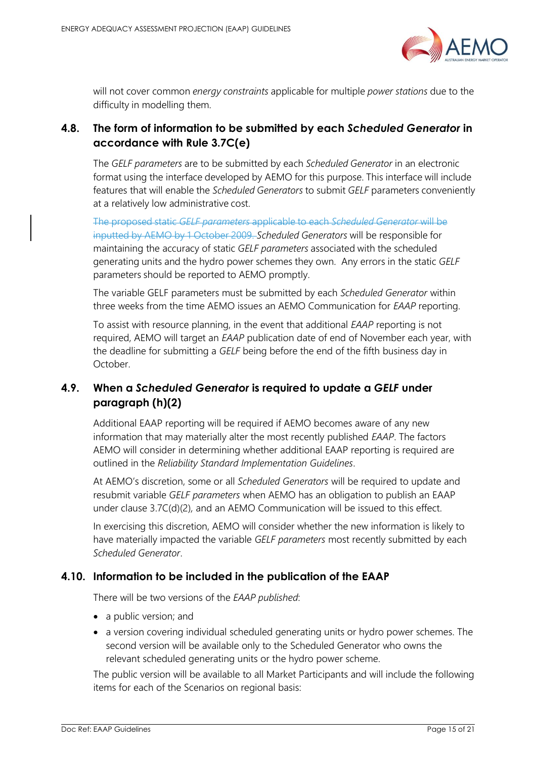will not cover common *energy constraints* applicable for multiple *power stations* due to the difficulty in modelling them.

## 4.8. The form of information to be submitted by each *Scheduled Generator* in accordance with Rule 3.7C(e)

The *GELF parameters* are to be submitted by each *Scheduled Generator* in an electronic format using the interface developed by AEMO for this purpose. This interface will include features that will enable the *Scheduled Generators* to submit *GELF* parameters conveniently at a relatively low administrative cost.

~~The proposed static *GELF parameters* applicable to each *Scheduled Generator* will be inputted by AEMO by 1 October 2009.~~ *Scheduled Generators* will be responsible for maintaining the accuracy of static *GELF parameters* associated with the scheduled generating units and the hydro power schemes they own. Any errors in the static *GELF* parameters should be reported to AEMO promptly.

The variable GELF parameters must be submitted by each *Scheduled Generator* within three weeks from the time AEMO issues an AEMO Communication for *EAAP* reporting.

To assist with resource planning, in the event that additional *EAAP* reporting is not required, AEMO will target an *EAAP* publication date of end of November each year, with the deadline for submitting a *GELF* being before the end of the fifth business day in October.

## 4.9. When a *Scheduled Generator* is required to update a *GELF* under paragraph (h)(2)

Additional EAAP reporting will be required if AEMO becomes aware of any new information that may materially alter the most recently published *EAAP*. The factors AEMO will consider in determining whether additional EAAP reporting is required are outlined in the *Reliability Standard Implementation Guidelines*.

At AEMO's discretion, some or all *Scheduled Generators* will be required to update and resubmit variable *GELF parameters* when AEMO has an obligation to publish an EAAP under clause 3.7C(d)(2), and an AEMO Communication will be issued to this effect.

In exercising this discretion, AEMO will consider whether the new information is likely to have materially impacted the variable *GELF parameters* most recently submitted by each *Scheduled Generator*.

## 4.10. Information to be included in the publication of the EAAP

There will be two versions of the *EAAP published*:

- a public version; and
- a version covering individual scheduled generating units or hydro power schemes. The second version will be available only to the Scheduled Generator who owns the relevant scheduled generating units or the hydro power scheme.

The public version will be available to all Market Participants and will include the following items for each of the Scenarios on regional basis: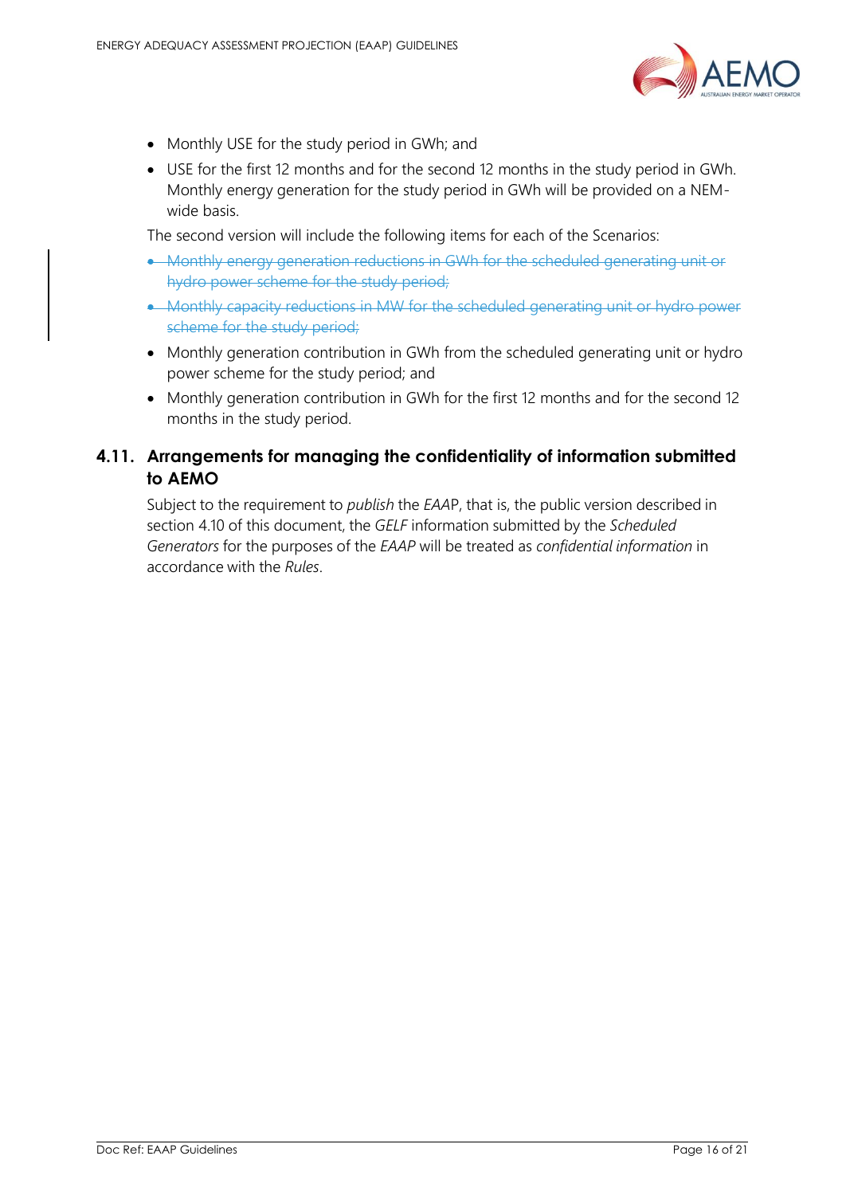- Monthly USE for the study period in GWh; and
- USE for the first 12 months and for the second 12 months in the study period in GWh. Monthly energy generation for the study period in GWh will be provided on a NEM-wide basis.

The second version will include the following items for each of the Scenarios:

- ~~Monthly energy generation reductions in GWh for the scheduled generating unit or hydro power scheme for the study period;~~
- ~~Monthly capacity reductions in MW for the scheduled generating unit or hydro power scheme for the study period;~~
- Monthly generation contribution in GWh from the scheduled generating unit or hydro power scheme for the study period; and
- Monthly generation contribution in GWh for the first 12 months and for the second 12 months in the study period.

## 4.11. Arrangements for managing the confidentiality of information submitted to AEMO

Subject to the requirement to *publish* the *EAAP*, that is, the public version described in section 4.10 of this document, the *GELF* information submitted by the *Scheduled Generators* for the purposes of the *EAAP* will be treated as *confidential information* in accordance with the *Rules*.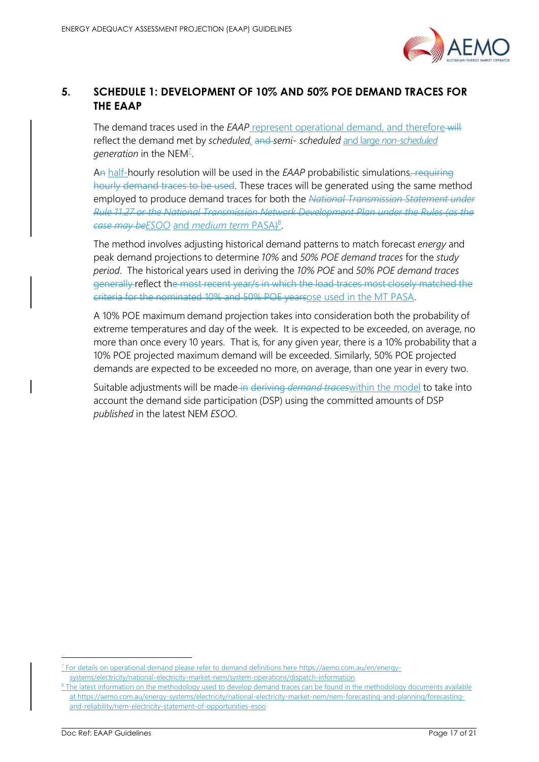# 5. SCHEDULE 1: DEVELOPMENT OF 10% AND 50% POE DEMAND TRACES FOR THE EAAP

The demand traces used in the *EAAP* represent operational demand, and therefore ~~will~~ reflect the demand met by *scheduled*, ~~and~~ *semi- scheduled* and large *non-scheduled generation* in the NEM[7].

A~~n~~ half-hourly resolution will be used in the *EAAP* probabilistic simulations~~, requiring hourly demand traces to be used~~. These traces will be generated using the same method employed to produce demand traces for both the ~~*National Transmission Statement under Rule 11.27 or the National Transmission Network Development Plan under the Rules (as the case may be*~~*ESOO* and *medium term* PASA~~)~~[8].

The method involves adjusting historical demand patterns to match forecast *energy* and peak demand projections to determine *10%* and *50% POE demand traces* for the *study period*. The historical years used in deriving the *10% POE* and *50% POE demand traces* ~~generally~~ reflect th~~e most recent year/s in which the load traces most closely matched the criteria for the nominated 10% and 50% POE years~~ose used in the MT PASA.

A 10% POE maximum demand projection takes into consideration both the probability of extreme temperatures and day of the week. It is expected to be exceeded, on average, no more than once every 10 years. That is, for any given year, there is a 10% probability that a 10% POE projected maximum demand will be exceeded. Similarly, 50% POE projected demands are expected to be exceeded no more, on average, than one year in every two.

Suitable adjustments will be made ~~in deriving *demand traces*~~within the model to take into account the demand side participation (DSP) using the committed amounts of DSP *published* in the latest NEM *ESOO*.

---

[7] For details on operational demand please refer to demand definitions here https://aemo.com.au/en/energy-systems/electricity/national-electricity-market-nem/system-operations/dispatch-information

[8] The latest information on the methodology used to develop demand traces can be found in the methodology documents available at https://aemo.com.au/energy-systems/electricity/national-electricity-market-nem/nem-forecasting-and-planning/forecasting-and-reliability/nem-electricity-statement-of-opportunities-esoo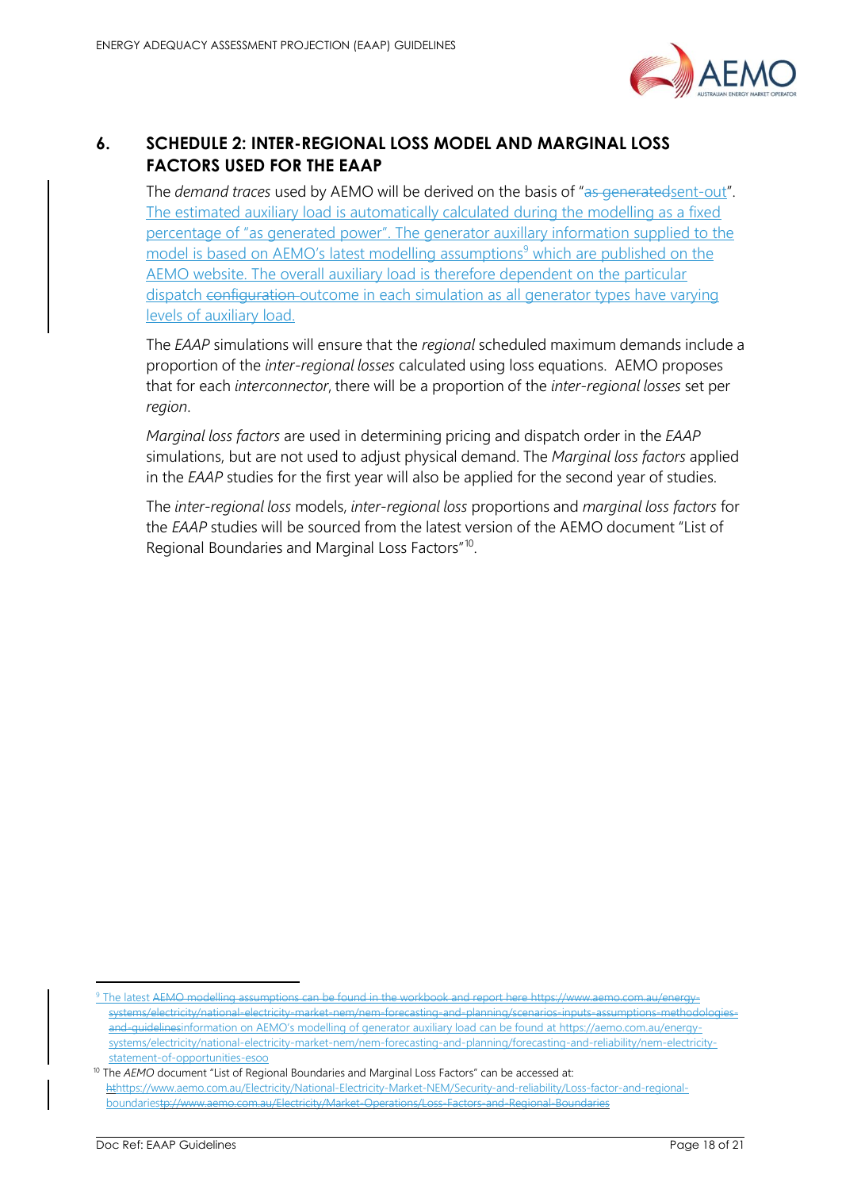## 6. SCHEDULE 2: INTER-REGIONAL LOSS MODEL AND MARGINAL LOSS FACTORS USED FOR THE EAAP

The *demand traces* used by AEMO will be derived on the basis of "~~as generated~~sent-out". The estimated auxiliary load is automatically calculated during the modelling as a fixed percentage of "as generated power". The generator auxillary information supplied to the model is based on AEMO's latest modelling assumptions[9] which are published on the AEMO website. The overall auxiliary load is therefore dependent on the particular dispatch ~~configuration~~ outcome in each simulation as all generator types have varying levels of auxiliary load.

The *EAAP* simulations will ensure that the *regional* scheduled maximum demands include a proportion of the *inter-regional losses* calculated using loss equations. AEMO proposes that for each *interconnector*, there will be a proportion of the *inter-regional losses* set per *region*.

*Marginal loss factors* are used in determining pricing and dispatch order in the *EAAP* simulations, but are not used to adjust physical demand. The *Marginal loss factors* applied in the *EAAP* studies for the first year will also be applied for the second year of studies.

The *inter-regional loss* models, *inter-regional loss* proportions and *marginal loss factors* for the *EAAP* studies will be sourced from the latest version of the AEMO document "List of Regional Boundaries and Marginal Loss Factors"[10].

---

[9] The latest ~~AEMO modelling assumptions can be found in the workbook and report here https://www.aemo.com.au/energy-systems/electricity/national-electricity-market-nem/nem-forecasting-and-planning/scenarios-inputs-assumptions-methodologies-and-guidelines~~information on AEMO's modelling of generator auxiliary load can be found at https://aemo.com.au/energy-systems/electricity/national-electricity-market-nem/nem-forecasting-and-planning/forecasting-and-reliability/nem-electricity-statement-of-opportunities-esoo

[10] The *AEMO* document "List of Regional Boundaries and Marginal Loss Factors" can be accessed at: ~~ht~~https://www.aemo.com.au/Electricity/National-Electricity-Market-NEM/Security-and-reliability/Loss-factor-and-regional-boundaries~~tp://www.aemo.com.au/Electricity/Market-Operations/Loss-Factors-and-Regional-Boundaries~~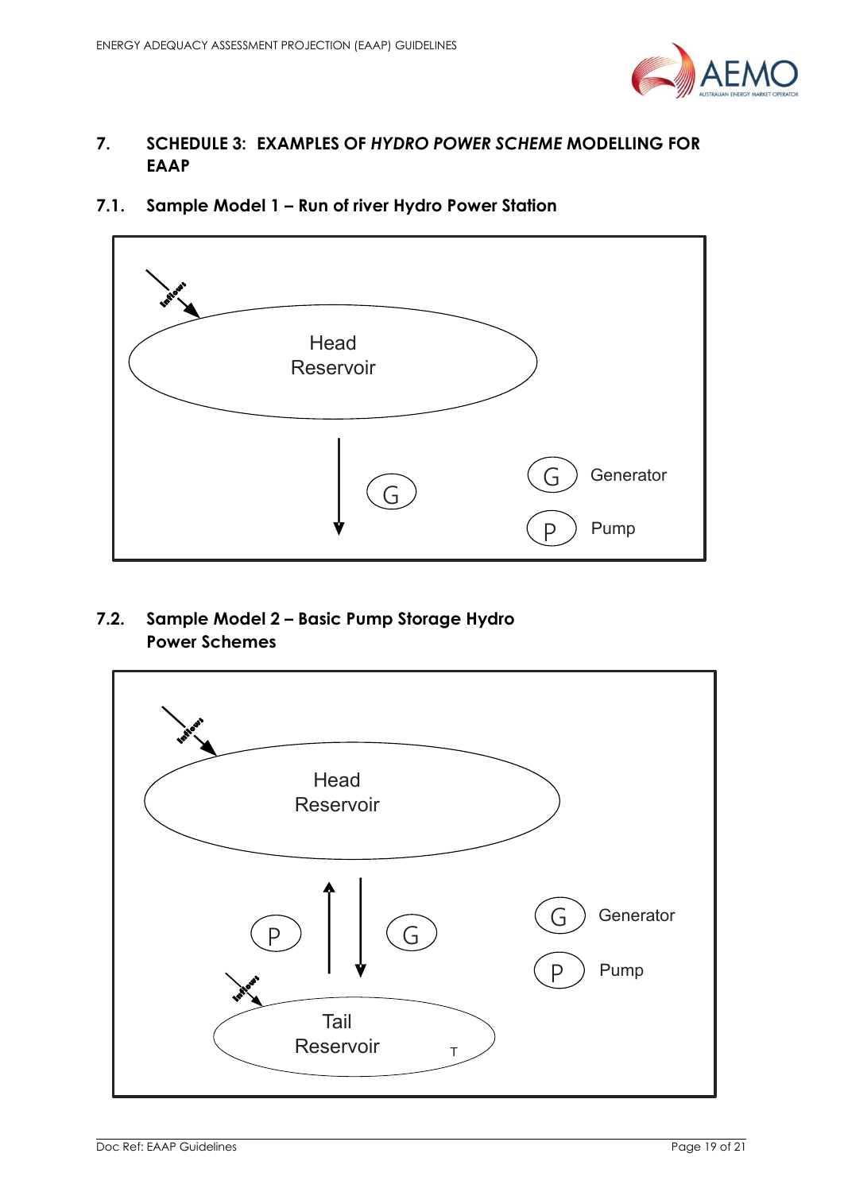## 7. SCHEDULE 3: EXAMPLES OF *HYDRO POWER SCHEME* MODELLING FOR EAAP

### 7.1. Sample Model 1 – Run of river Hydro Power Station

Inflows

Head Reservoir

G

G Generator

P Pump

### 7.2. Sample Model 2 – Basic Pump Storage Hydro Power Schemes

Inflows

Head Reservoir

P

G

G Generator

P Pump

Inflows

Tail Reservoir

T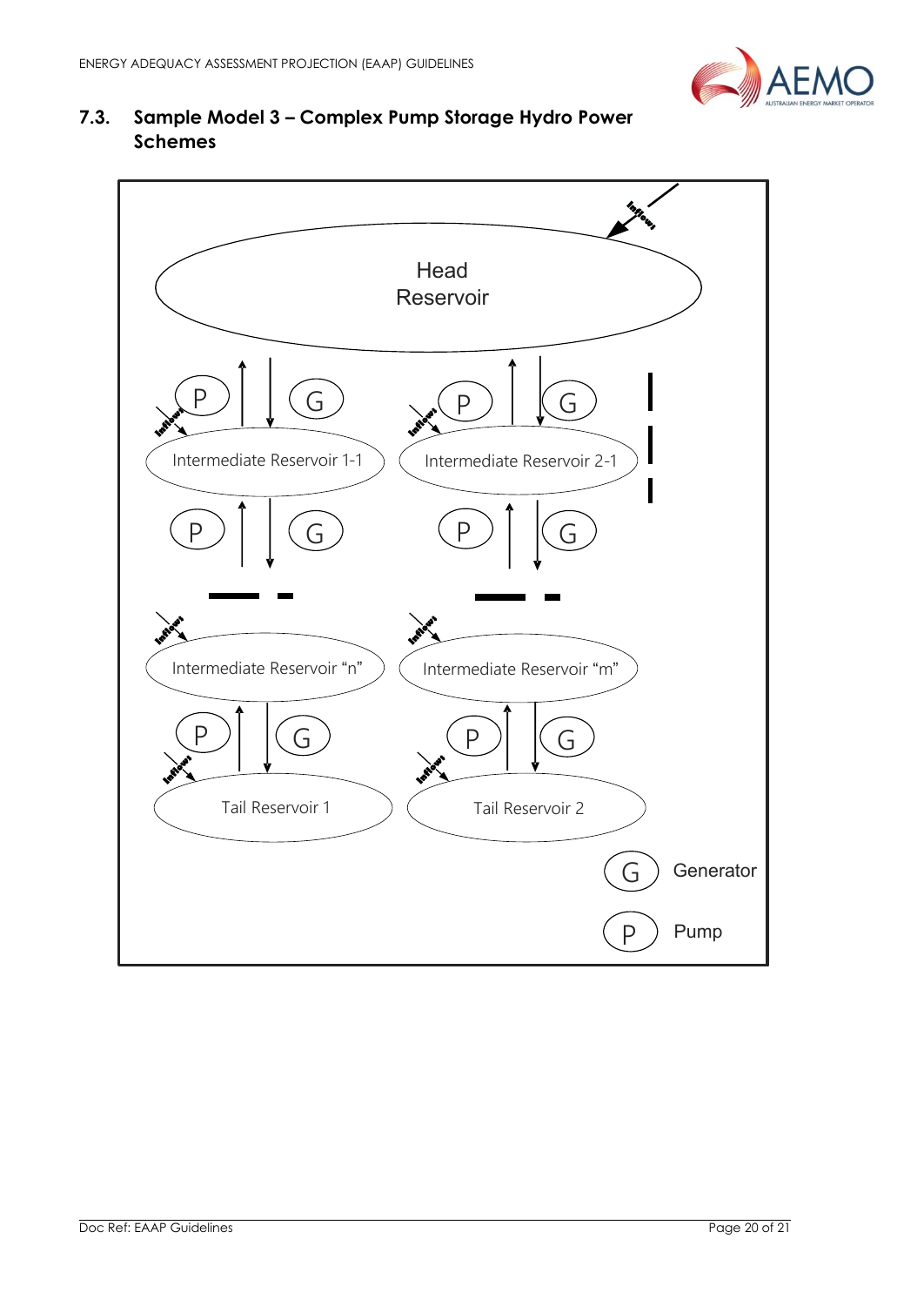## 7.3. Sample Model 3 – Complex Pump Storage Hydro Power Schemes

Head Reservoir

Inflows

P G

Intermediate Reservoir 1-1

P G

Intermediate Reservoir 2-1

Intermediate Reservoir "n"

Intermediate Reservoir "m"

Tail Reservoir 1

Tail Reservoir 2

G Generator

P Pump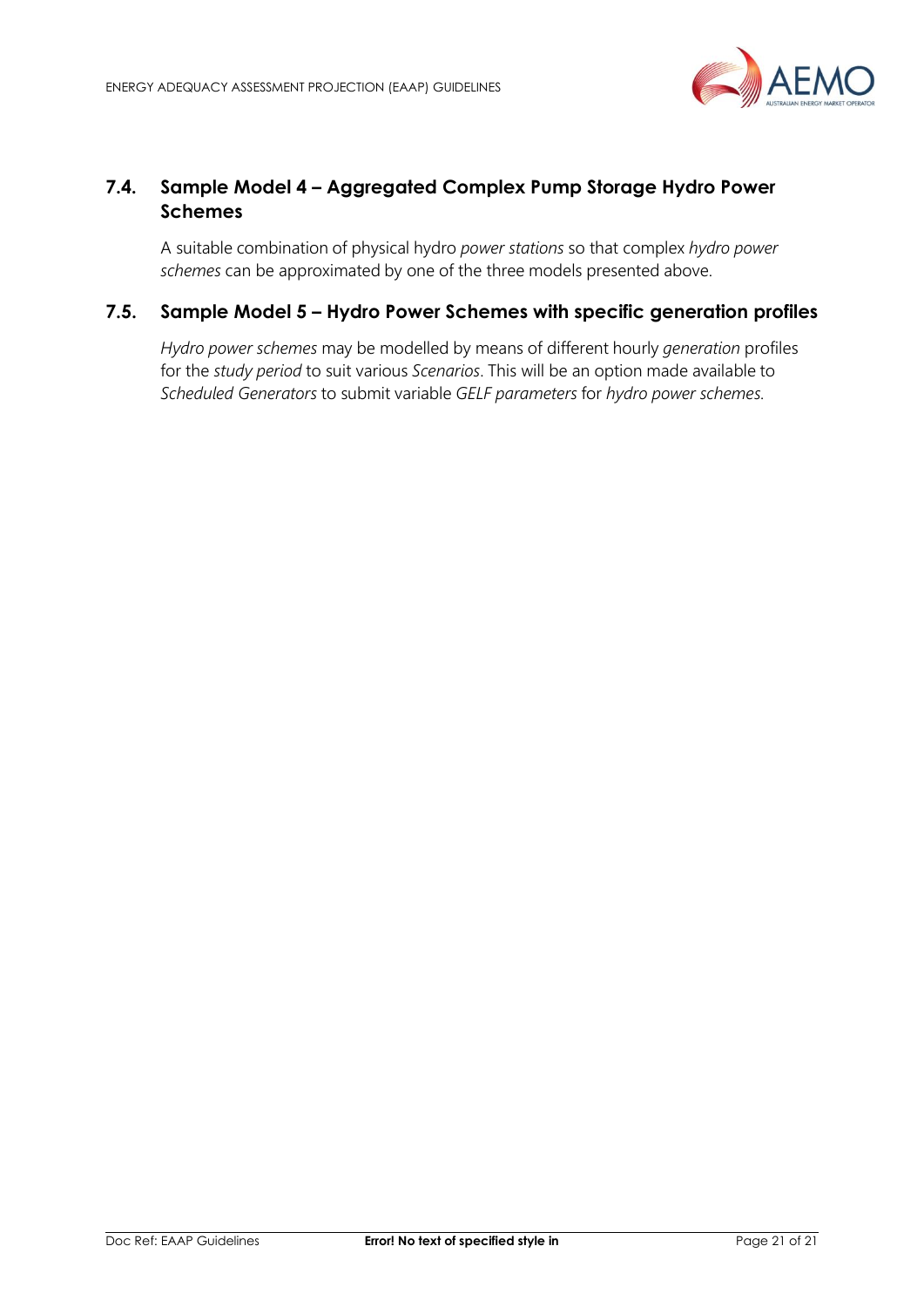## 7.4. Sample Model 4 – Aggregated Complex Pump Storage Hydro Power Schemes

A suitable combination of physical hydro *power stations* so that complex *hydro power schemes* can be approximated by one of the three models presented above.

## 7.5. Sample Model 5 – Hydro Power Schemes with specific generation profiles

*Hydro power schemes* may be modelled by means of different hourly *generation* profiles for the *study period* to suit various *Scenarios*. This will be an option made available to *Scheduled Generators* to submit variable *GELF parameters* for *hydro power schemes.*